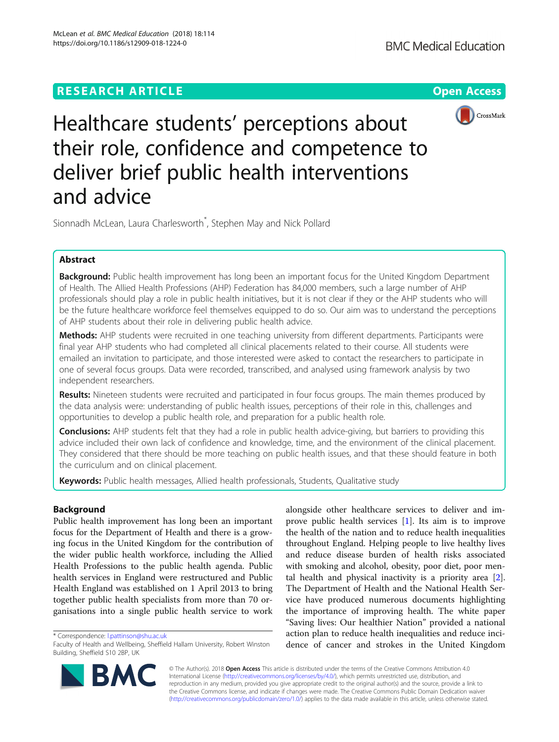RESEARCH ARTICLE

Open Access

# Healthcare students' perceptions about their role, confidence and competence to deliver brief public health interventions and advice

Sionnadh McLean, Laura Charlesworth*, Stephen May and Nick Pollard

## Abstract

**Background:** Public health improvement has long been an important focus for the United Kingdom Department of Health. The Allied Health Professions (AHP) Federation has 84,000 members, such a large number of AHP professionals should play a role in public health initiatives, but it is not clear if they or the AHP students who will be the future healthcare workforce feel themselves equipped to do so. Our aim was to understand the perceptions of AHP students about their role in delivering public health advice.

**Methods:** AHP students were recruited in one teaching university from different departments. Participants were final year AHP students who had completed all clinical placements related to their course. All students were emailed an invitation to participate, and those interested were asked to contact the researchers to participate in one of several focus groups. Data were recorded, transcribed, and analysed using framework analysis by two independent researchers.

**Results:** Nineteen students were recruited and participated in four focus groups. The main themes produced by the data analysis were: understanding of public health issues, perceptions of their role in this, challenges and opportunities to develop a public health role, and preparation for a public health role.

**Conclusions:** AHP students felt that they had a role in public health advice-giving, but barriers to providing this advice included their own lack of confidence and knowledge, time, and the environment of the clinical placement. They considered that there should be more teaching on public health issues, and that these should feature in both the curriculum and on clinical placement.

**Keywords:** Public health messages, Allied health professionals, Students, Qualitative study

## Background

Public health improvement has long been an important focus for the Department of Health and there is a growing focus in the United Kingdom for the contribution of the wider public health workforce, including the Allied Health Professions to the public health agenda. Public health services in England were restructured and Public Health England was established on 1 April 2013 to bring together public health specialists from more than 70 organisations into a single public health service to work alongside other healthcare services to deliver and improve public health services [1]. Its aim is to improve the health of the nation and to reduce health inequalities throughout England. Helping people to live healthy lives and reduce disease burden of health risks associated with smoking and alcohol, obesity, poor diet, poor mental health and physical inactivity is a priority area [2]. The Department of Health and the National Health Service have produced numerous documents highlighting the importance of improving health. The white paper "Saving lives: Our healthier Nation" provided a national action plan to reduce health inequalities and reduce incidence of cancer and strokes in the United Kingdom

* Correspondence: l.pattinson@shu.ac.uk
Faculty of Health and Wellbeing, Sheffield Hallam University, Robert Winston Building, Sheffield S10 2BP, UK

© The Author(s). 2018 **Open Access** This article is distributed under the terms of the Creative Commons Attribution 4.0 International License (http://creativecommons.org/licenses/by/4.0/), which permits unrestricted use, distribution, and reproduction in any medium, provided you give appropriate credit to the original author(s) and the source, provide a link to the Creative Commons license, and indicate if changes were made. The Creative Commons Public Domain Dedication waiver (http://creativecommons.org/publicdomain/zero/1.0/) applies to the data made available in this article, unless otherwise stated.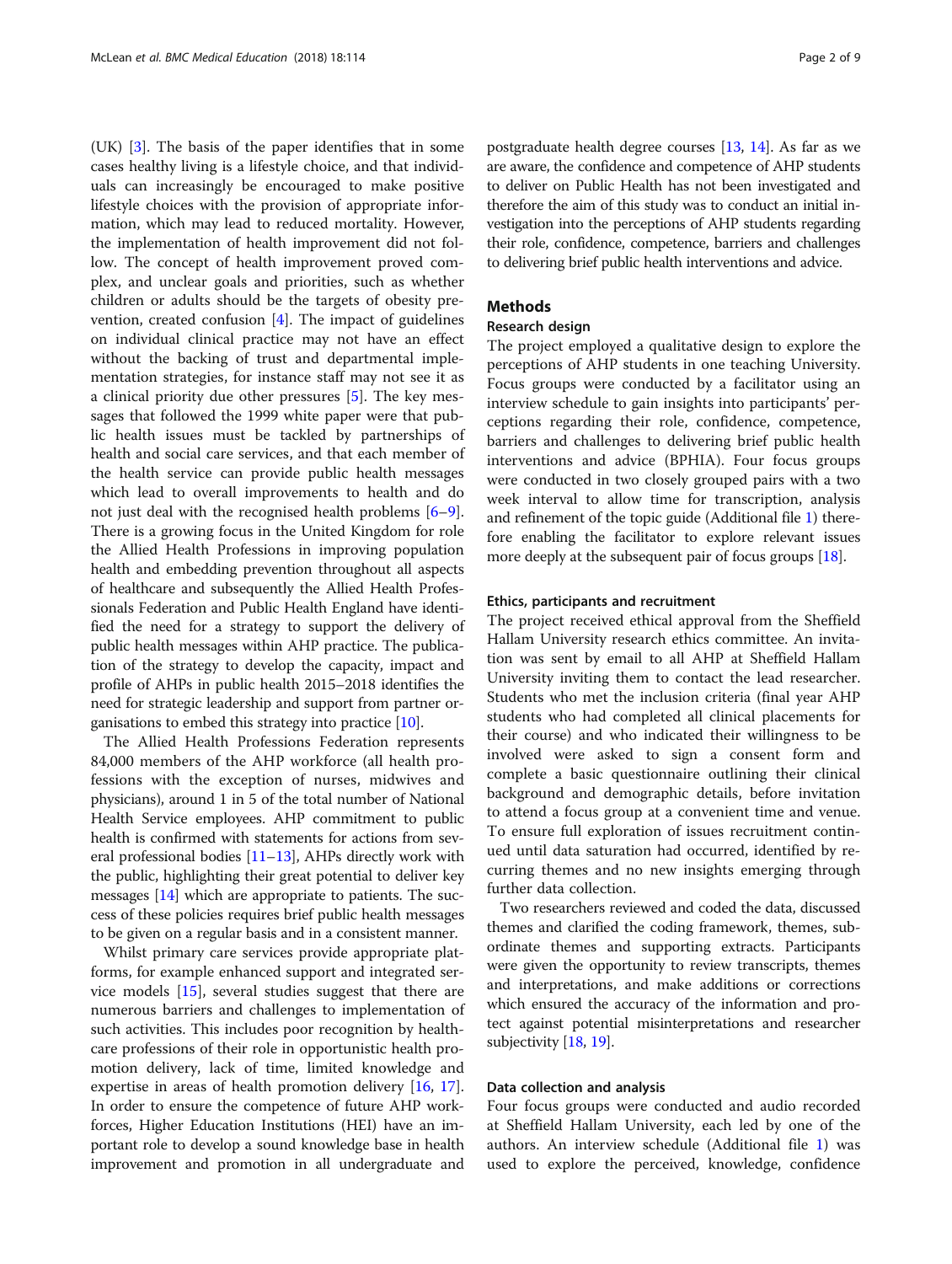(UK) [3]. The basis of the paper identifies that in some cases healthy living is a lifestyle choice, and that individuals can increasingly be encouraged to make positive lifestyle choices with the provision of appropriate information, which may lead to reduced mortality. However, the implementation of health improvement did not follow. The concept of health improvement proved complex, and unclear goals and priorities, such as whether children or adults should be the targets of obesity prevention, created confusion [4]. The impact of guidelines on individual clinical practice may not have an effect without the backing of trust and departmental implementation strategies, for instance staff may not see it as a clinical priority due other pressures [5]. The key messages that followed the 1999 white paper were that public health issues must be tackled by partnerships of health and social care services, and that each member of the health service can provide public health messages which lead to overall improvements to health and do not just deal with the recognised health problems [6–9]. There is a growing focus in the United Kingdom for role the Allied Health Professions in improving population health and embedding prevention throughout all aspects of healthcare and subsequently the Allied Health Professionals Federation and Public Health England have identified the need for a strategy to support the delivery of public health messages within AHP practice. The publication of the strategy to develop the capacity, impact and profile of AHPs in public health 2015–2018 identifies the need for strategic leadership and support from partner organisations to embed this strategy into practice [10].

The Allied Health Professions Federation represents 84,000 members of the AHP workforce (all health professions with the exception of nurses, midwives and physicians), around 1 in 5 of the total number of National Health Service employees. AHP commitment to public health is confirmed with statements for actions from several professional bodies [11–13], AHPs directly work with the public, highlighting their great potential to deliver key messages [14] which are appropriate to patients. The success of these policies requires brief public health messages to be given on a regular basis and in a consistent manner.

Whilst primary care services provide appropriate platforms, for example enhanced support and integrated service models [15], several studies suggest that there are numerous barriers and challenges to implementation of such activities. This includes poor recognition by healthcare professions of their role in opportunistic health promotion delivery, lack of time, limited knowledge and expertise in areas of health promotion delivery [16, 17]. In order to ensure the competence of future AHP workforces, Higher Education Institutions (HEI) have an important role to develop a sound knowledge base in health improvement and promotion in all undergraduate and postgraduate health degree courses [13, 14]. As far as we are aware, the confidence and competence of AHP students to deliver on Public Health has not been investigated and therefore the aim of this study was to conduct an initial investigation into the perceptions of AHP students regarding their role, confidence, competence, barriers and challenges to delivering brief public health interventions and advice.

## Methods

### Research design

The project employed a qualitative design to explore the perceptions of AHP students in one teaching University. Focus groups were conducted by a facilitator using an interview schedule to gain insights into participants' perceptions regarding their role, confidence, competence, barriers and challenges to delivering brief public health interventions and advice (BPHIA). Four focus groups were conducted in two closely grouped pairs with a two week interval to allow time for transcription, analysis and refinement of the topic guide (Additional file 1) therefore enabling the facilitator to explore relevant issues more deeply at the subsequent pair of focus groups [18].

### Ethics, participants and recruitment

The project received ethical approval from the Sheffield Hallam University research ethics committee. An invitation was sent by email to all AHP at Sheffield Hallam University inviting them to contact the lead researcher. Students who met the inclusion criteria (final year AHP students who had completed all clinical placements for their course) and who indicated their willingness to be involved were asked to sign a consent form and complete a basic questionnaire outlining their clinical background and demographic details, before invitation to attend a focus group at a convenient time and venue. To ensure full exploration of issues recruitment continued until data saturation had occurred, identified by recurring themes and no new insights emerging through further data collection.

Two researchers reviewed and coded the data, discussed themes and clarified the coding framework, themes, subordinate themes and supporting extracts. Participants were given the opportunity to review transcripts, themes and interpretations, and make additions or corrections which ensured the accuracy of the information and protect against potential misinterpretations and researcher subjectivity [18, 19].

### Data collection and analysis

Four focus groups were conducted and audio recorded at Sheffield Hallam University, each led by one of the authors. An interview schedule (Additional file 1) was used to explore the perceived, knowledge, confidence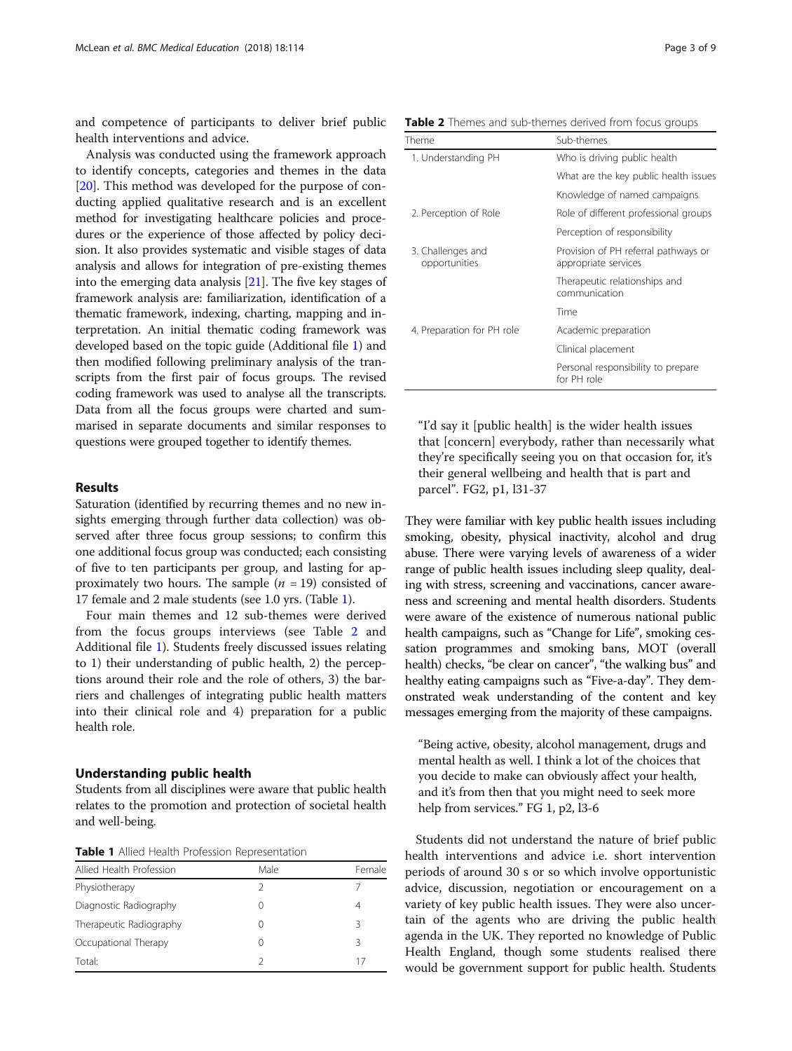and competence of participants to deliver brief public health interventions and advice.

Analysis was conducted using the framework approach to identify concepts, categories and themes in the data [20]. This method was developed for the purpose of conducting applied qualitative research and is an excellent method for investigating healthcare policies and procedures or the experience of those affected by policy decision. It also provides systematic and visible stages of data analysis and allows for integration of pre-existing themes into the emerging data analysis [21]. The five key stages of framework analysis are: familiarization, identification of a thematic framework, indexing, charting, mapping and interpretation. An initial thematic coding framework was developed based on the topic guide (Additional file 1) and then modified following preliminary analysis of the transcripts from the first pair of focus groups. The revised coding framework was used to analyse all the transcripts. Data from all the focus groups were charted and summarised in separate documents and similar responses to questions were grouped together to identify themes.

## Results

Saturation (identified by recurring themes and no new insights emerging through further data collection) was observed after three focus group sessions; to confirm this one additional focus group was conducted; each consisting of five to ten participants per group, and lasting for approximately two hours. The sample ($n$ = 19) consisted of 17 female and 2 male students (see 1.0 yrs. (Table 1).

Four main themes and 12 sub-themes were derived from the focus groups interviews (see Table 2 and Additional file 1). Students freely discussed issues relating to 1) their understanding of public health, 2) the perceptions around their role and the role of others, 3) the barriers and challenges of integrating public health matters into their clinical role and 4) preparation for a public health role.

### Understanding public health

Students from all disciplines were aware that public health relates to the promotion and protection of societal health and well-being.

**Table 1** Allied Health Profession Representation

| Allied Health Profession | Male | Female |
|---|---|---|
| Physiotherapy | 2 | 7 |
| Diagnostic Radiography | 0 | 4 |
| Therapeutic Radiography | 0 | 3 |
| Occupational Therapy | 0 | 3 |
| Total: | 2 | 17 |

**Table 2** Themes and sub-themes derived from focus groups

| Theme | Sub-themes |
|---|---|
| 1. Understanding PH | Who is driving public health |
| | What are the key public health issues |
| | Knowledge of named campaigns |
| 2. Perception of Role | Role of different professional groups |
| | Perception of responsibility |
| 3. Challenges and opportunities | Provision of PH referral pathways or appropriate services |
| | Therapeutic relationships and communication |
| | Time |
| 4. Preparation for PH role | Academic preparation |
| | Clinical placement |
| | Personal responsibility to prepare for PH role |

> "I'd say it [public health] is the wider health issues that [concern] everybody, rather than necessarily what they're specifically seeing you on that occasion for, it's their general wellbeing and health that is part and parcel". FG2, p1, l31-37

They were familiar with key public health issues including smoking, obesity, physical inactivity, alcohol and drug abuse. There were varying levels of awareness of a wider range of public health issues including sleep quality, dealing with stress, screening and vaccinations, cancer awareness and screening and mental health disorders. Students were aware of the existence of numerous national public health campaigns, such as "Change for Life", smoking cessation programmes and smoking bans, MOT (overall health) checks, "be clear on cancer", "the walking bus" and healthy eating campaigns such as "Five-a-day". They demonstrated weak understanding of the content and key messages emerging from the majority of these campaigns.

> "Being active, obesity, alcohol management, drugs and mental health as well. I think a lot of the choices that you decide to make can obviously affect your health, and it's from then that you might need to seek more help from services." FG 1, p2, l3-6

Students did not understand the nature of brief public health interventions and advice i.e. short intervention periods of around 30 s or so which involve opportunistic advice, discussion, negotiation or encouragement on a variety of key public health issues. They were also uncertain of the agents who are driving the public health agenda in the UK. They reported no knowledge of Public Health England, though some students realised there would be government support for public health. Students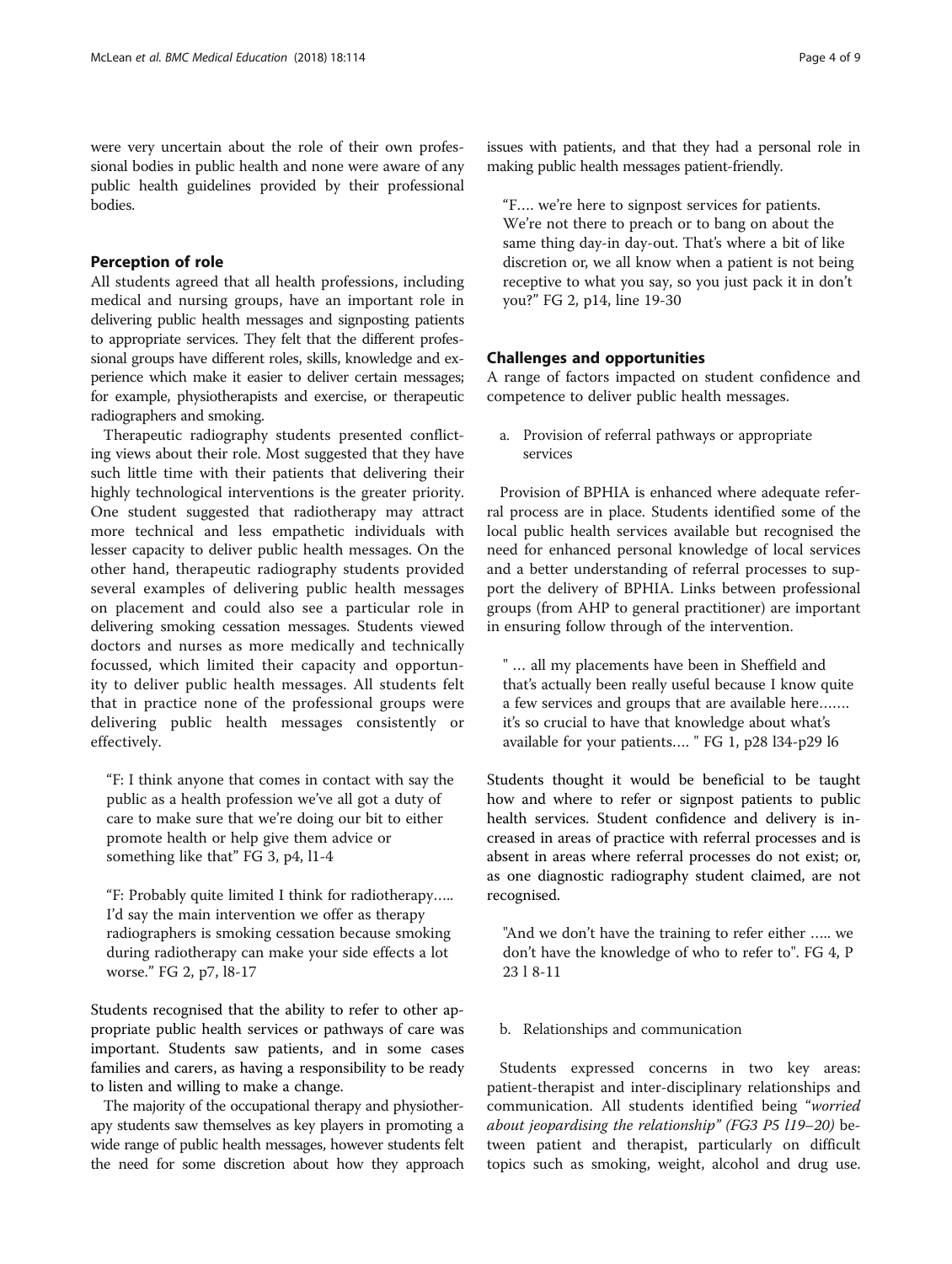were very uncertain about the role of their own professional bodies in public health and none were aware of any public health guidelines provided by their professional bodies.

## Perception of role

All students agreed that all health professions, including medical and nursing groups, have an important role in delivering public health messages and signposting patients to appropriate services. They felt that the different professional groups have different roles, skills, knowledge and experience which make it easier to deliver certain messages; for example, physiotherapists and exercise, or therapeutic radiographers and smoking.

Therapeutic radiography students presented conflicting views about their role. Most suggested that they have such little time with their patients that delivering their highly technological interventions is the greater priority. One student suggested that radiotherapy may attract more technical and less empathetic individuals with lesser capacity to deliver public health messages. On the other hand, therapeutic radiography students provided several examples of delivering public health messages on placement and could also see a particular role in delivering smoking cessation messages. Students viewed doctors and nurses as more medically and technically focussed, which limited their capacity and opportunity to deliver public health messages. All students felt that in practice none of the professional groups were delivering public health messages consistently or effectively.

> "F: I think anyone that comes in contact with say the public as a health profession we've all got a duty of care to make sure that we're doing our bit to either promote health or help give them advice or something like that" FG 3, p4, l1-4

> "F: Probably quite limited I think for radiotherapy….. I'd say the main intervention we offer as therapy radiographers is smoking cessation because smoking during radiotherapy can make your side effects a lot worse." FG 2, p7, l8-17

Students recognised that the ability to refer to other appropriate public health services or pathways of care was important. Students saw patients, and in some cases families and carers, as having a responsibility to be ready to listen and willing to make a change.

The majority of the occupational therapy and physiotherapy students saw themselves as key players in promoting a wide range of public health messages, however students felt the need for some discretion about how they approach issues with patients, and that they had a personal role in making public health messages patient-friendly.

> "F…. we're here to signpost services for patients. We're not there to preach or to bang on about the same thing day-in day-out. That's where a bit of like discretion or, we all know when a patient is not being receptive to what you say, so you just pack it in don't you?" FG 2, p14, line 19-30

## Challenges and opportunities

A range of factors impacted on student confidence and competence to deliver public health messages.

a. Provision of referral pathways or appropriate services

Provision of BPHIA is enhanced where adequate referral process are in place. Students identified some of the local public health services available but recognised the need for enhanced personal knowledge of local services and a better understanding of referral processes to support the delivery of BPHIA. Links between professional groups (from AHP to general practitioner) are important in ensuring follow through of the intervention.

> " … all my placements have been in Sheffield and that's actually been really useful because I know quite a few services and groups that are available here……. it's so crucial to have that knowledge about what's available for your patients…. " FG 1, p28 l34-p29 l6

Students thought it would be beneficial to be taught how and where to refer or signpost patients to public health services. Student confidence and delivery is increased in areas of practice with referral processes and is absent in areas where referral processes do not exist; or, as one diagnostic radiography student claimed, are not recognised.

> "And we don't have the training to refer either ….. we don't have the knowledge of who to refer to". FG 4, P 23 l 8-11

b. Relationships and communication

Students expressed concerns in two key areas: patient-therapist and inter-disciplinary relationships and communication. All students identified being *"worried about jeopardising the relationship" (FG3 P5 l19–20)* between patient and therapist, particularly on difficult topics such as smoking, weight, alcohol and drug use.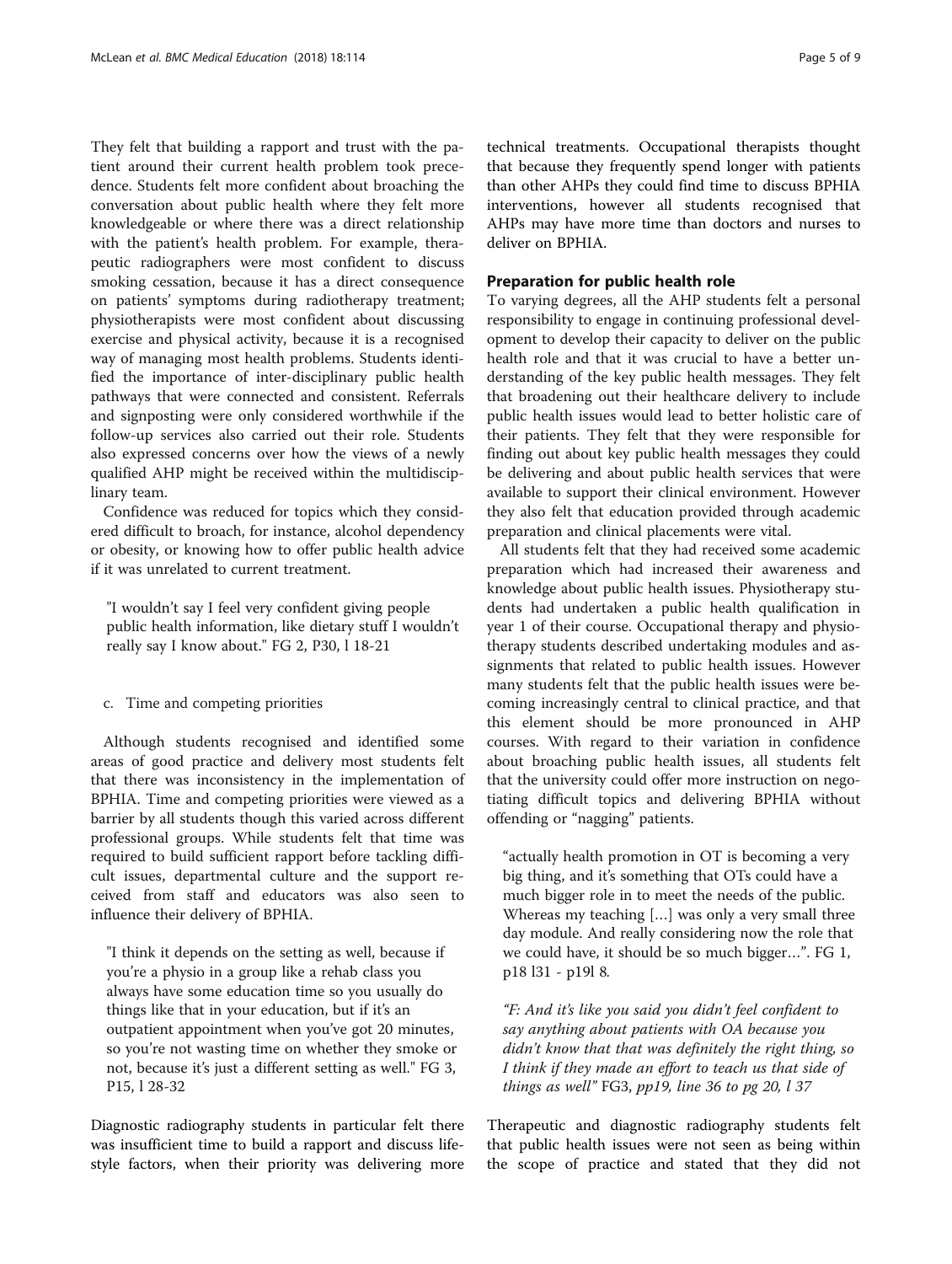They felt that building a rapport and trust with the patient around their current health problem took precedence. Students felt more confident about broaching the conversation about public health where they felt more knowledgeable or where there was a direct relationship with the patient's health problem. For example, therapeutic radiographers were most confident to discuss smoking cessation, because it has a direct consequence on patients' symptoms during radiotherapy treatment; physiotherapists were most confident about discussing exercise and physical activity, because it is a recognised way of managing most health problems. Students identified the importance of inter-disciplinary public health pathways that were connected and consistent. Referrals and signposting were only considered worthwhile if the follow-up services also carried out their role. Students also expressed concerns over how the views of a newly qualified AHP might be received within the multidisciplinary team.

Confidence was reduced for topics which they considered difficult to broach, for instance, alcohol dependency or obesity, or knowing how to offer public health advice if it was unrelated to current treatment.

> "I wouldn't say I feel very confident giving people public health information, like dietary stuff I wouldn't really say I know about." FG 2, P30, l 18-21

c. Time and competing priorities

Although students recognised and identified some areas of good practice and delivery most students felt that there was inconsistency in the implementation of BPHIA. Time and competing priorities were viewed as a barrier by all students though this varied across different professional groups. While students felt that time was required to build sufficient rapport before tackling difficult issues, departmental culture and the support received from staff and educators was also seen to influence their delivery of BPHIA.

> "I think it depends on the setting as well, because if you're a physio in a group like a rehab class you always have some education time so you usually do things like that in your education, but if it's an outpatient appointment when you've got 20 minutes, so you're not wasting time on whether they smoke or not, because it's just a different setting as well." FG 3, P15, l 28-32

Diagnostic radiography students in particular felt there was insufficient time to build a rapport and discuss lifestyle factors, when their priority was delivering more technical treatments. Occupational therapists thought that because they frequently spend longer with patients than other AHPs they could find time to discuss BPHIA interventions, however all students recognised that AHPs may have more time than doctors and nurses to deliver on BPHIA.

## Preparation for public health role

To varying degrees, all the AHP students felt a personal responsibility to engage in continuing professional development to develop their capacity to deliver on the public health role and that it was crucial to have a better understanding of the key public health messages. They felt that broadening out their healthcare delivery to include public health issues would lead to better holistic care of their patients. They felt that they were responsible for finding out about key public health messages they could be delivering and about public health services that were available to support their clinical environment. However they also felt that education provided through academic preparation and clinical placements were vital.

All students felt that they had received some academic preparation which had increased their awareness and knowledge about public health issues. Physiotherapy students had undertaken a public health qualification in year 1 of their course. Occupational therapy and physiotherapy students described undertaking modules and assignments that related to public health issues. However many students felt that the public health issues were becoming increasingly central to clinical practice, and that this element should be more pronounced in AHP courses. With regard to their variation in confidence about broaching public health issues, all students felt that the university could offer more instruction on negotiating difficult topics and delivering BPHIA without offending or "nagging" patients.

> "actually health promotion in OT is becoming a very big thing, and it's something that OTs could have a much bigger role in to meet the needs of the public. Whereas my teaching […] was only a very small three day module. And really considering now the role that we could have, it should be so much bigger…". FG 1, p18 l31 - p19l 8.

> *"F: And it's like you said you didn't feel confident to say anything about patients with OA because you didn't know that that was definitely the right thing, so I think if they made an effort to teach us that side of things as well"* FG3, *pp19, line 36 to pg 20, l 37*

Therapeutic and diagnostic radiography students felt that public health issues were not seen as being within the scope of practice and stated that they did not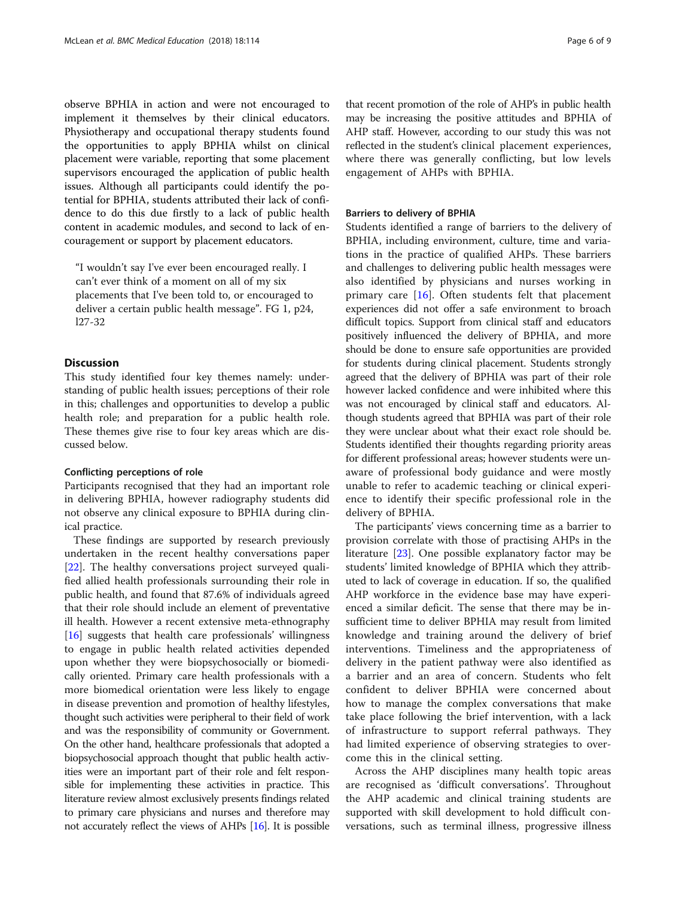observe BPHIA in action and were not encouraged to implement it themselves by their clinical educators. Physiotherapy and occupational therapy students found the opportunities to apply BPHIA whilst on clinical placement were variable, reporting that some placement supervisors encouraged the application of public health issues. Although all participants could identify the potential for BPHIA, students attributed their lack of confidence to do this due firstly to a lack of public health content in academic modules, and second to lack of encouragement or support by placement educators.

> "I wouldn't say I've ever been encouraged really. I can't ever think of a moment on all of my six placements that I've been told to, or encouraged to deliver a certain public health message". FG 1, p24, l27-32

## Discussion

This study identified four key themes namely: understanding of public health issues; perceptions of their role in this; challenges and opportunities to develop a public health role; and preparation for a public health role. These themes give rise to four key areas which are discussed below.

### Conflicting perceptions of role

Participants recognised that they had an important role in delivering BPHIA, however radiography students did not observe any clinical exposure to BPHIA during clinical practice.

These findings are supported by research previously undertaken in the recent healthy conversations paper [22]. The healthy conversations project surveyed qualified allied health professionals surrounding their role in public health, and found that 87.6% of individuals agreed that their role should include an element of preventative ill health. However a recent extensive meta-ethnography [16] suggests that health care professionals' willingness to engage in public health related activities depended upon whether they were biopsychosocially or biomedically oriented. Primary care health professionals with a more biomedical orientation were less likely to engage in disease prevention and promotion of healthy lifestyles, thought such activities were peripheral to their field of work and was the responsibility of community or Government. On the other hand, healthcare professionals that adopted a biopsychosocial approach thought that public health activities were an important part of their role and felt responsible for implementing these activities in practice. This literature review almost exclusively presents findings related to primary care physicians and nurses and therefore may not accurately reflect the views of AHPs [16]. It is possible that recent promotion of the role of AHP's in public health may be increasing the positive attitudes and BPHIA of AHP staff. However, according to our study this was not reflected in the student's clinical placement experiences, where there was generally conflicting, but low levels engagement of AHPs with BPHIA.

### Barriers to delivery of BPHIA

Students identified a range of barriers to the delivery of BPHIA, including environment, culture, time and variations in the practice of qualified AHPs. These barriers and challenges to delivering public health messages were also identified by physicians and nurses working in primary care [16]. Often students felt that placement experiences did not offer a safe environment to broach difficult topics. Support from clinical staff and educators positively influenced the delivery of BPHIA, and more should be done to ensure safe opportunities are provided for students during clinical placement. Students strongly agreed that the delivery of BPHIA was part of their role however lacked confidence and were inhibited where this was not encouraged by clinical staff and educators. Although students agreed that BPHIA was part of their role they were unclear about what their exact role should be. Students identified their thoughts regarding priority areas for different professional areas; however students were unaware of professional body guidance and were mostly unable to refer to academic teaching or clinical experience to identify their specific professional role in the delivery of BPHIA.

The participants' views concerning time as a barrier to provision correlate with those of practising AHPs in the literature [23]. One possible explanatory factor may be students' limited knowledge of BPHIA which they attributed to lack of coverage in education. If so, the qualified AHP workforce in the evidence base may have experienced a similar deficit. The sense that there may be insufficient time to deliver BPHIA may result from limited knowledge and training around the delivery of brief interventions. Timeliness and the appropriateness of delivery in the patient pathway were also identified as a barrier and an area of concern. Students who felt confident to deliver BPHIA were concerned about how to manage the complex conversations that make take place following the brief intervention, with a lack of infrastructure to support referral pathways. They had limited experience of observing strategies to overcome this in the clinical setting.

Across the AHP disciplines many health topic areas are recognised as 'difficult conversations'. Throughout the AHP academic and clinical training students are supported with skill development to hold difficult conversations, such as terminal illness, progressive illness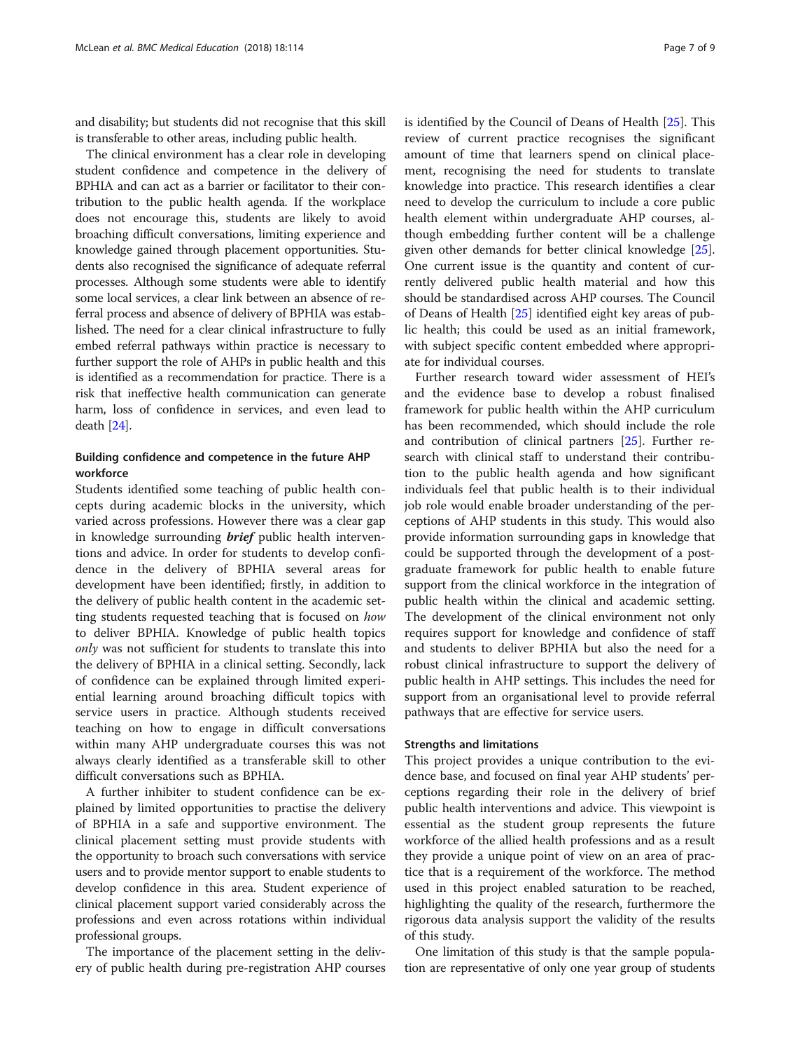and disability; but students did not recognise that this skill is transferable to other areas, including public health.

The clinical environment has a clear role in developing student confidence and competence in the delivery of BPHIA and can act as a barrier or facilitator to their contribution to the public health agenda. If the workplace does not encourage this, students are likely to avoid broaching difficult conversations, limiting experience and knowledge gained through placement opportunities. Students also recognised the significance of adequate referral processes. Although some students were able to identify some local services, a clear link between an absence of referral process and absence of delivery of BPHIA was established. The need for a clear clinical infrastructure to fully embed referral pathways within practice is necessary to further support the role of AHPs in public health and this is identified as a recommendation for practice. There is a risk that ineffective health communication can generate harm, loss of confidence in services, and even lead to death [24].

### Building confidence and competence in the future AHP workforce

Students identified some teaching of public health concepts during academic blocks in the university, which varied across professions. However there was a clear gap in knowledge surrounding ***brief*** public health interventions and advice. In order for students to develop confidence in the delivery of BPHIA several areas for development have been identified; firstly, in addition to the delivery of public health content in the academic setting students requested teaching that is focused on *how* to deliver BPHIA. Knowledge of public health topics *only* was not sufficient for students to translate this into the delivery of BPHIA in a clinical setting. Secondly, lack of confidence can be explained through limited experiential learning around broaching difficult topics with service users in practice. Although students received teaching on how to engage in difficult conversations within many AHP undergraduate courses this was not always clearly identified as a transferable skill to other difficult conversations such as BPHIA.

A further inhibiter to student confidence can be explained by limited opportunities to practise the delivery of BPHIA in a safe and supportive environment. The clinical placement setting must provide students with the opportunity to broach such conversations with service users and to provide mentor support to enable students to develop confidence in this area. Student experience of clinical placement support varied considerably across the professions and even across rotations within individual professional groups.

The importance of the placement setting in the delivery of public health during pre-registration AHP courses is identified by the Council of Deans of Health [25]. This review of current practice recognises the significant amount of time that learners spend on clinical placement, recognising the need for students to translate knowledge into practice. This research identifies a clear need to develop the curriculum to include a core public health element within undergraduate AHP courses, although embedding further content will be a challenge given other demands for better clinical knowledge [25]. One current issue is the quantity and content of currently delivered public health material and how this should be standardised across AHP courses. The Council of Deans of Health [25] identified eight key areas of public health; this could be used as an initial framework, with subject specific content embedded where appropriate for individual courses.

Further research toward wider assessment of HEI's and the evidence base to develop a robust finalised framework for public health within the AHP curriculum has been recommended, which should include the role and contribution of clinical partners [25]. Further research with clinical staff to understand their contribution to the public health agenda and how significant individuals feel that public health is to their individual job role would enable broader understanding of the perceptions of AHP students in this study. This would also provide information surrounding gaps in knowledge that could be supported through the development of a postgraduate framework for public health to enable future support from the clinical workforce in the integration of public health within the clinical and academic setting. The development of the clinical environment not only requires support for knowledge and confidence of staff and students to deliver BPHIA but also the need for a robust clinical infrastructure to support the delivery of public health in AHP settings. This includes the need for support from an organisational level to provide referral pathways that are effective for service users.

### Strengths and limitations

This project provides a unique contribution to the evidence base, and focused on final year AHP students' perceptions regarding their role in the delivery of brief public health interventions and advice. This viewpoint is essential as the student group represents the future workforce of the allied health professions and as a result they provide a unique point of view on an area of practice that is a requirement of the workforce. The method used in this project enabled saturation to be reached, highlighting the quality of the research, furthermore the rigorous data analysis support the validity of the results of this study.

One limitation of this study is that the sample population are representative of only one year group of students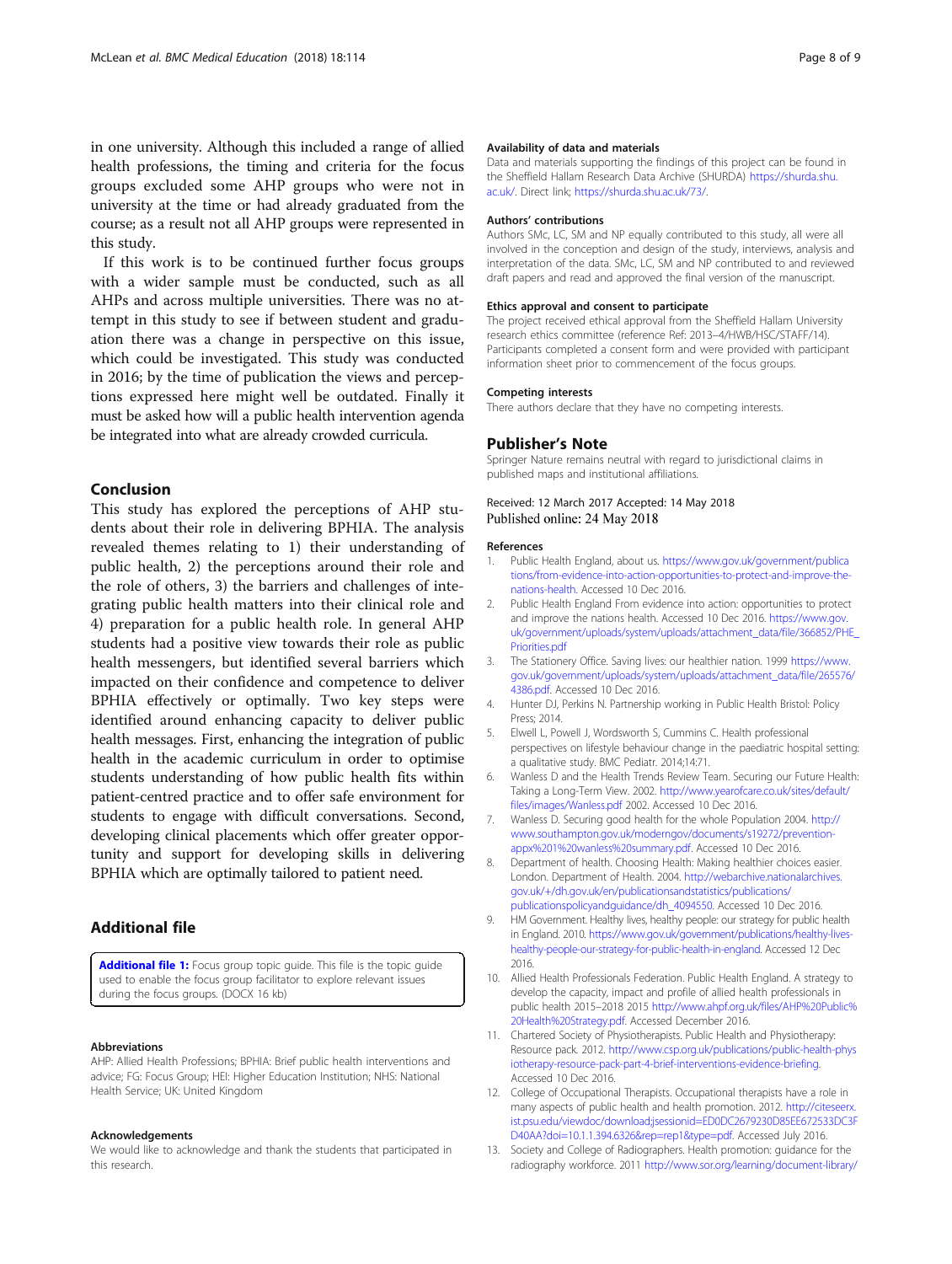in one university. Although this included a range of allied health professions, the timing and criteria for the focus groups excluded some AHP groups who were not in university at the time or had already graduated from the course; as a result not all AHP groups were represented in this study.

If this work is to be continued further focus groups with a wider sample must be conducted, such as all AHPs and across multiple universities. There was no attempt in this study to see if between student and graduation there was a change in perspective on this issue, which could be investigated. This study was conducted in 2016; by the time of publication the views and perceptions expressed here might well be outdated. Finally it must be asked how will a public health intervention agenda be integrated into what are already crowded curricula.

## Conclusion

This study has explored the perceptions of AHP students about their role in delivering BPHIA. The analysis revealed themes relating to 1) their understanding of public health, 2) the perceptions around their role and the role of others, 3) the barriers and challenges of integrating public health matters into their clinical role and 4) preparation for a public health role. In general AHP students had a positive view towards their role as public health messengers, but identified several barriers which impacted on their confidence and competence to deliver BPHIA effectively or optimally. Two key steps were identified around enhancing capacity to deliver public health messages. First, enhancing the integration of public health in the academic curriculum in order to optimise students understanding of how public health fits within patient-centred practice and to offer safe environment for students to engage with difficult conversations. Second, developing clinical placements which offer greater opportunity and support for developing skills in delivering BPHIA which are optimally tailored to patient need.

## Additional file

**Additional file 1:** Focus group topic guide. This file is the topic guide used to enable the focus group facilitator to explore relevant issues during the focus groups. (DOCX 16 kb)

#### Abbreviations

AHP: Allied Health Professions; BPHIA: Brief public health interventions and advice; FG: Focus Group; HEI: Higher Education Institution; NHS: National Health Service; UK: United Kingdom

#### Acknowledgements

We would like to acknowledge and thank the students that participated in this research.

#### Availability of data and materials

Data and materials supporting the findings of this project can be found in the Sheffield Hallam Research Data Archive (SHURDA) https://shurda.shu.ac.uk/. Direct link; https://shurda.shu.ac.uk/73/.

#### Authors' contributions

Authors SMc, LC, SM and NP equally contributed to this study, all were all involved in the conception and design of the study, interviews, analysis and interpretation of the data. SMc, LC, SM and NP contributed to and reviewed draft papers and read and approved the final version of the manuscript.

#### Ethics approval and consent to participate

The project received ethical approval from the Sheffield Hallam University research ethics committee (reference Ref: 2013–4/HWB/HSC/STAFF/14). Participants completed a consent form and were provided with participant information sheet prior to commencement of the focus groups.

#### Competing interests

There authors declare that they have no competing interests.

## Publisher's Note

Springer Nature remains neutral with regard to jurisdictional claims in published maps and institutional affiliations.

Received: 12 March 2017 Accepted: 14 May 2018
Published online: 24 May 2018

#### References

1. Public Health England, about us. https://www.gov.uk/government/publications/from-evidence-into-action-opportunities-to-protect-and-improve-the-nations-health. Accessed 10 Dec 2016.
2. Public Health England From evidence into action: opportunities to protect and improve the nations health. Accessed 10 Dec 2016. https://www.gov.uk/government/uploads/system/uploads/attachment_data/file/366852/PHE_Priorities.pdf
3. The Stationery Office. Saving lives: our healthier nation. 1999 https://www.gov.uk/government/uploads/system/uploads/attachment_data/file/265576/4386.pdf. Accessed 10 Dec 2016.
4. Hunter DJ, Perkins N. Partnership working in Public Health Bristol: Policy Press; 2014.
5. Elwell L, Powell J, Wordsworth S, Cummins C. Health professional perspectives on lifestyle behaviour change in the paediatric hospital setting: a qualitative study. BMC Pediatr. 2014;14:71.
6. Wanless D and the Health Trends Review Team. Securing our Future Health: Taking a Long-Term View. 2002. http://www.yearofcare.co.uk/sites/default/files/images/Wanless.pdf 2002. Accessed 10 Dec 2016.
7. Wanless D. Securing good health for the whole Population 2004. http://www.southampton.gov.uk/moderngov/documents/s19272/prevention-appx%201%20wanless%20summary.pdf. Accessed 10 Dec 2016.
8. Department of health. Choosing Health: Making healthier choices easier. London. Department of Health. 2004. http://webarchive.nationalarchives.gov.uk/+/dh.gov.uk/en/publicationsandstatistics/publications/publicationspolicyandguidance/dh_4094550. Accessed 10 Dec 2016.
9. HM Government. Healthy lives, healthy people: our strategy for public health in England. 2010. https://www.gov.uk/government/publications/healthy-lives-healthy-people-our-strategy-for-public-health-in-england. Accessed 12 Dec 2016.
10. Allied Health Professionals Federation. Public Health England. A strategy to develop the capacity, impact and profile of allied health professionals in public health 2015–2018 2015 http://www.ahpf.org.uk/files/AHP%20Public%20Health%20Strategy.pdf. Accessed December 2016.
11. Chartered Society of Physiotherapists. Public Health and Physiotherapy: Resource pack. 2012. http://www.csp.org.uk/publications/public-health-physiotherapy-resource-pack-part-4-brief-interventions-evidence-briefing. Accessed 10 Dec 2016.
12. College of Occupational Therapists. Occupational therapists have a role in many aspects of public health and health promotion. 2012. http://citeseerx.ist.psu.edu/viewdoc/download;jsessionid=ED0DC2679230D85EE672533DC3FD40AA?doi=10.1.1.394.6326&rep=rep1&type=pdf. Accessed July 2016.
13. Society and College of Radiographers. Health promotion: guidance for the radiography workforce. 2011 http://www.sor.org/learning/document-library/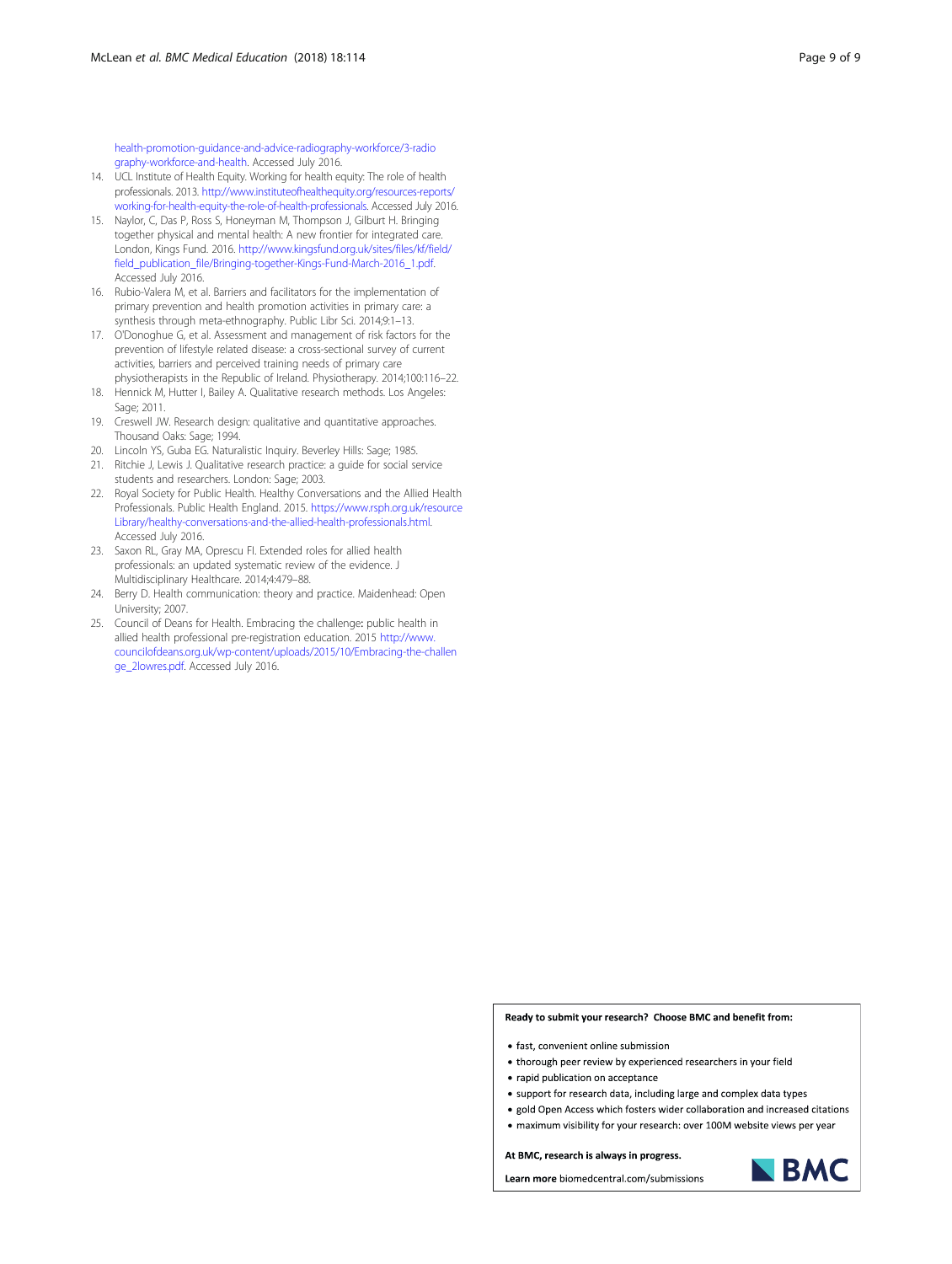health-promotion-guidance-and-advice-radiography-workforce/3-radiography-workforce-and-health. Accessed July 2016.

14. UCL Institute of Health Equity. Working for health equity: The role of health professionals. 2013. http://www.instituteofhealthequity.org/resources-reports/working-for-health-equity-the-role-of-health-professionals. Accessed July 2016.
15. Naylor, C, Das P, Ross S, Honeyman M, Thompson J, Gilburt H. Bringing together physical and mental health: A new frontier for integrated care. London, Kings Fund. 2016. http://www.kingsfund.org.uk/sites/files/kf/field/field_publication_file/Bringing-together-Kings-Fund-March-2016_1.pdf. Accessed July 2016.
16. Rubio-Valera M, et al. Barriers and facilitators for the implementation of primary prevention and health promotion activities in primary care: a synthesis through meta-ethnography. Public Libr Sci. 2014;9:1–13.
17. O'Donoghue G, et al. Assessment and management of risk factors for the prevention of lifestyle related disease: a cross-sectional survey of current activities, barriers and perceived training needs of primary care physiotherapists in the Republic of Ireland. Physiotherapy. 2014;100:116–22.
18. Hennick M, Hutter I, Bailey A. Qualitative research methods. Los Angeles: Sage; 2011.
19. Creswell JW. Research design: qualitative and quantitative approaches. Thousand Oaks: Sage; 1994.
20. Lincoln YS, Guba EG. Naturalistic Inquiry. Beverley Hills: Sage; 1985.
21. Ritchie J, Lewis J. Qualitative research practice: a guide for social service students and researchers. London: Sage; 2003.
22. Royal Society for Public Health. Healthy Conversations and the Allied Health Professionals. Public Health England. 2015. https://www.rsph.org.uk/resourceLibrary/healthy-conversations-and-the-allied-health-professionals.html. Accessed July 2016.
23. Saxon RL, Gray MA, Oprescu FI. Extended roles for allied health professionals: an updated systematic review of the evidence. J Multidisciplinary Healthcare. 2014;4:479–88.
24. Berry D. Health communication: theory and practice. Maidenhead: Open University; 2007.
25. Council of Deans for Health. Embracing the challenge: public health in allied health professional pre-registration education. 2015 http://www.councilofdeans.org.uk/wp-content/uploads/2015/10/Embracing-the-challenge_2lowres.pdf. Accessed July 2016.

**Ready to submit your research? Choose BMC and benefit from:**

- fast, convenient online submission
- thorough peer review by experienced researchers in your field
- rapid publication on acceptance
- support for research data, including large and complex data types
- gold Open Access which fosters wider collaboration and increased citations
- maximum visibility for your research: over 100M website views per year

**At BMC, research is always in progress.**

**Learn more** biomedcentral.com/submissions

BMC